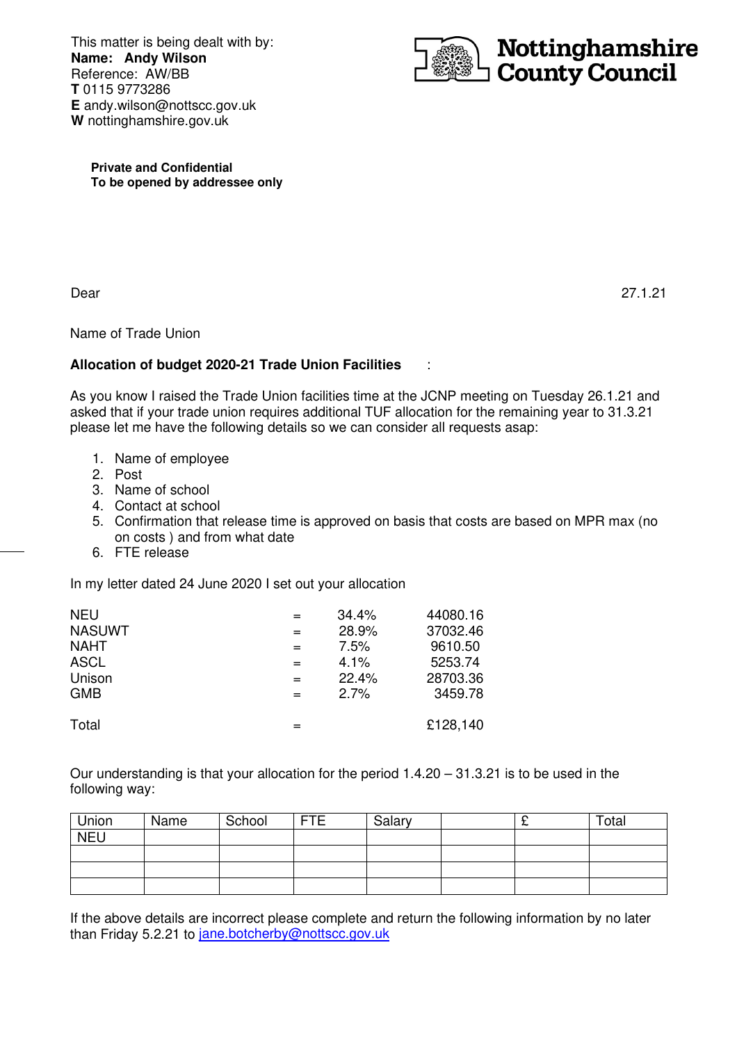This matter is being dealt with by:
**Name: Andy Wilson**
Reference: AW/BB
**T** 0115 9773286
**E** andy.wilson@nottscc.gov.uk
**W** nottinghamshire.gov.uk

**Nottinghamshire County Council**

**Private and Confidential**
**To be opened by addressee only**

Dear

27.1.21

Name of Trade Union

**Allocation of budget 2020-21 Trade Union Facilities** :

As you know I raised the Trade Union facilities time at the JCNP meeting on Tuesday 26.1.21 and asked that if your trade union requires additional TUF allocation for the remaining year to 31.3.21 please let me have the following details so we can consider all requests asap:

1. Name of employee
2. Post
3. Name of school
4. Contact at school
5. Confirmation that release time is approved on basis that costs are based on MPR max (no on costs ) and from what date
6. FTE release

In my letter dated 24 June 2020 I set out your allocation

| | | | |
|---|---|---|---|
| NEU | = | 34.4% | 44080.16 |
| NASUWT | = | 28.9% | 37032.46 |
| NAHT | = | 7.5% | 9610.50 |
| ASCL | = | 4.1% | 5253.74 |
| Unison | = | 22.4% | 28703.36 |
| GMB | = | 2.7% | 3459.78 |
| Total | = | | £128,140 |

Our understanding is that your allocation for the period 1.4.20 – 31.3.21 is to be used in the following way:

| Union | Name | School | FTE | Salary | | £ | Total |
|---|---|---|---|---|---|---|---|
| NEU | | | | | | | |
| | | | | | | | |
| | | | | | | | |
| | | | | | | | |

If the above details are incorrect please complete and return the following information by no later than Friday 5.2.21 to jane.botcherby@nottscc.gov.uk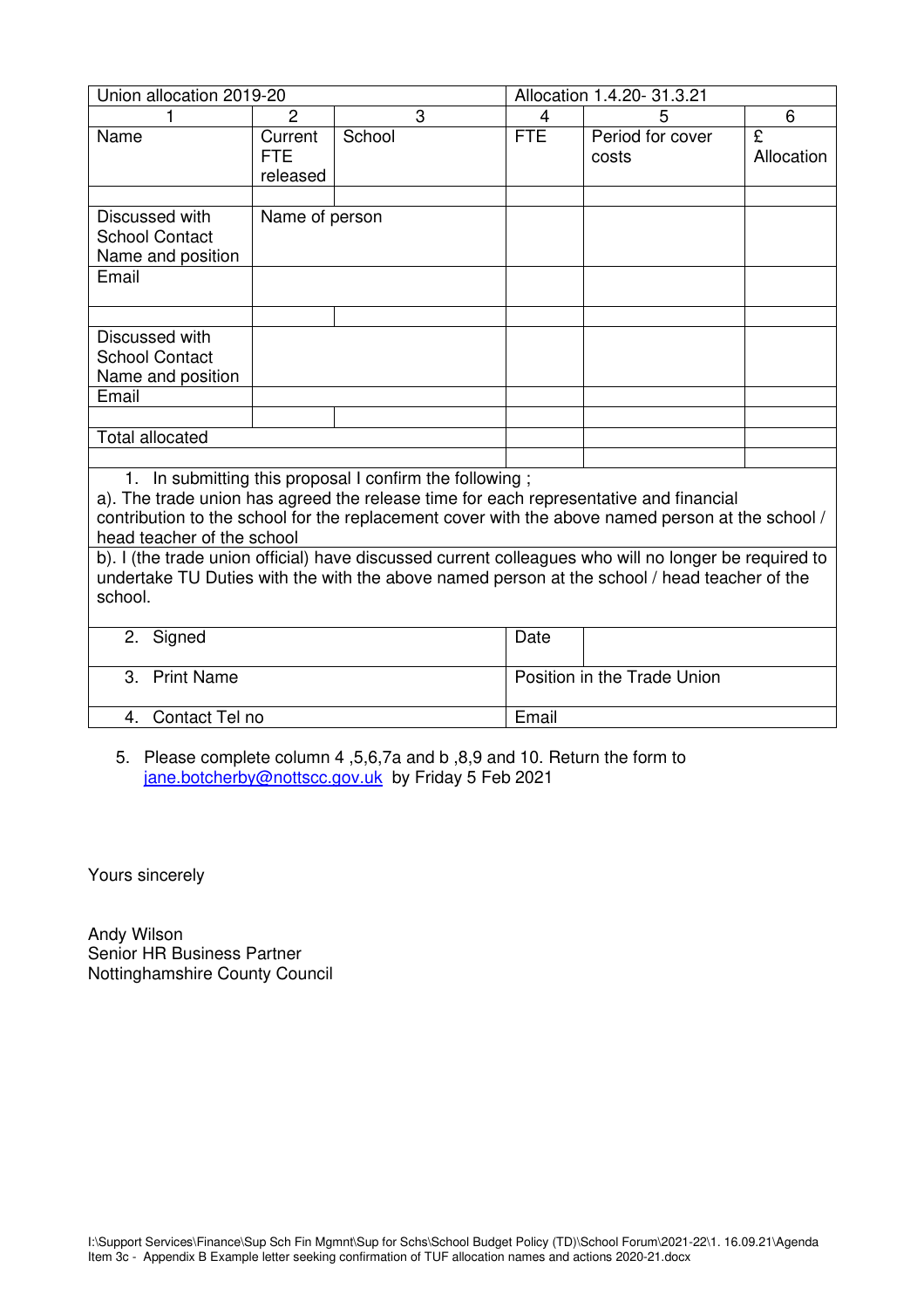| Union allocation 2019-20 | | | Allocation 1.4.20- 31.3.21 | | |
|---|---|---|---|---|---|
| 1 | 2 | 3 | 4 | 5 | 6 |
| Name | Current FTE released | School | FTE | Period for cover costs | £ Allocation |
| | | | | | |
| Discussed with School Contact Name and position | Name of person | | | | |
| Email | | | | | |
| | | | | | |
| Discussed with School Contact Name and position | | | | | |
| Email | | | | | |
| | | | | | |
| Total allocated | | | | | |
| | | | | | |

1. In submitting this proposal I confirm the following ;

a). The trade union has agreed the release time for each representative and financial contribution to the school for the replacement cover with the above named person at the school / head teacher of the school

b). I (the trade union official) have discussed current colleagues who will no longer be required to undertake TU Duties with the with the above named person at the school / head teacher of the school.

| | | | |
|---|---|---|---|
| 2. Signed | | Date | |
| 3. Print Name | | Position in the Trade Union | |
| 4. Contact Tel no | | Email | |

5. Please complete column 4 ,5,6,7a and b ,8,9 and 10. Return the form to jane.botcherby@nottscc.gov.uk by Friday 5 Feb 2021

Yours sincerely

Andy Wilson
Senior HR Business Partner
Nottinghamshire County Council

I:\Support Services\Finance\Sup Sch Fin Mgmnt\Sup for Schs\School Budget Policy (TD)\School Forum\2021-22\1. 16.09.21\Agenda Item 3c - Appendix B Example letter seeking confirmation of TUF allocation names and actions 2020-21.docx